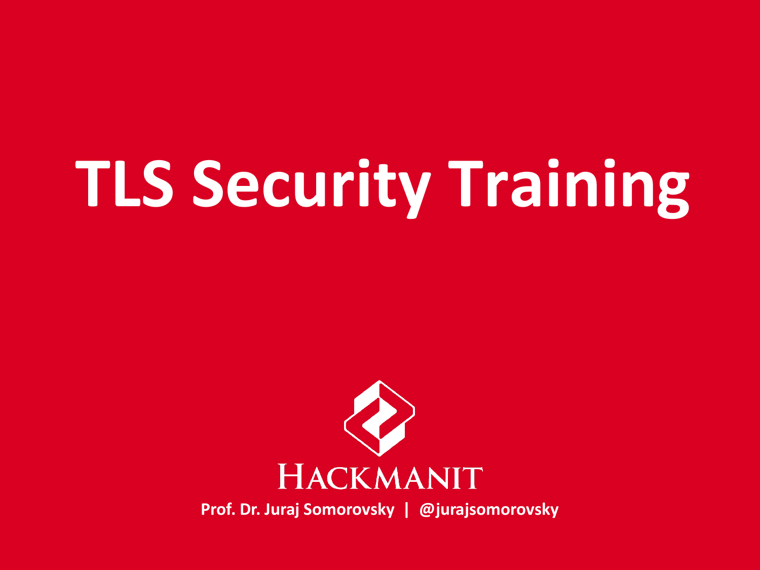# TLS Security Training

HACKMANIT

**Prof. Dr. Juraj Somorovsky | @jurajsomorovsky**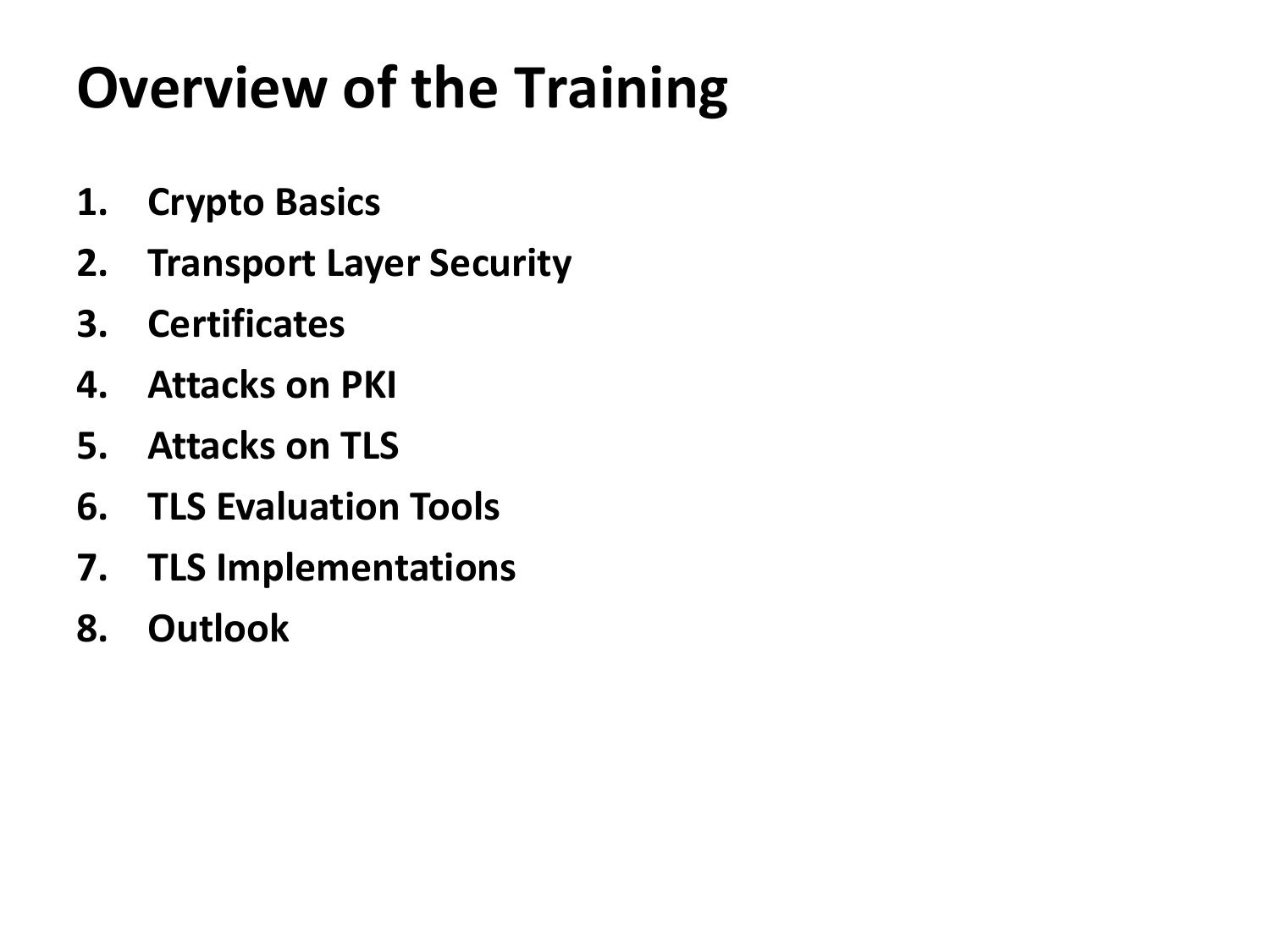# Overview of the Training

1. **Crypto Basics**
2. **Transport Layer Security**
3. **Certificates**
4. **Attacks on PKI**
5. **Attacks on TLS**
6. **TLS Evaluation Tools**
7. **TLS Implementations**
8. **Outlook**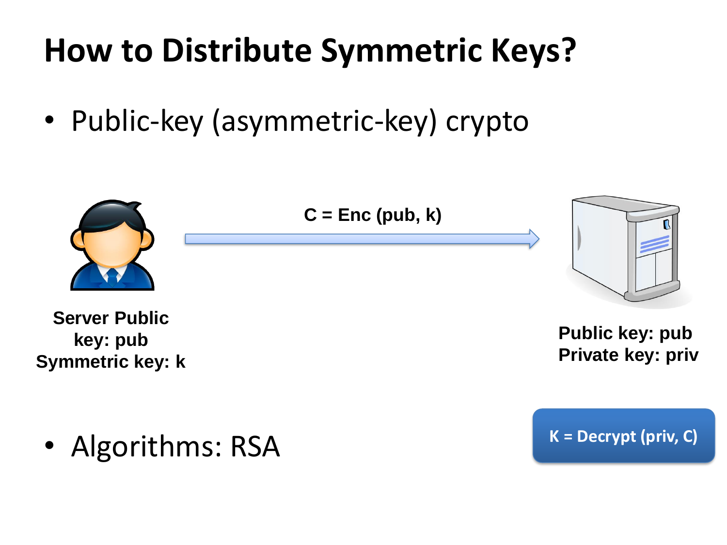# How to Distribute Symmetric Keys?

- Public-key (asymmetric-key) crypto

**C = Enc (pub, k)**

**Server Public key: pub**
**Symmetric key: k**

**Public key: pub**
**Private key: priv**

**K = Decrypt (priv, C)**

- Algorithms: RSA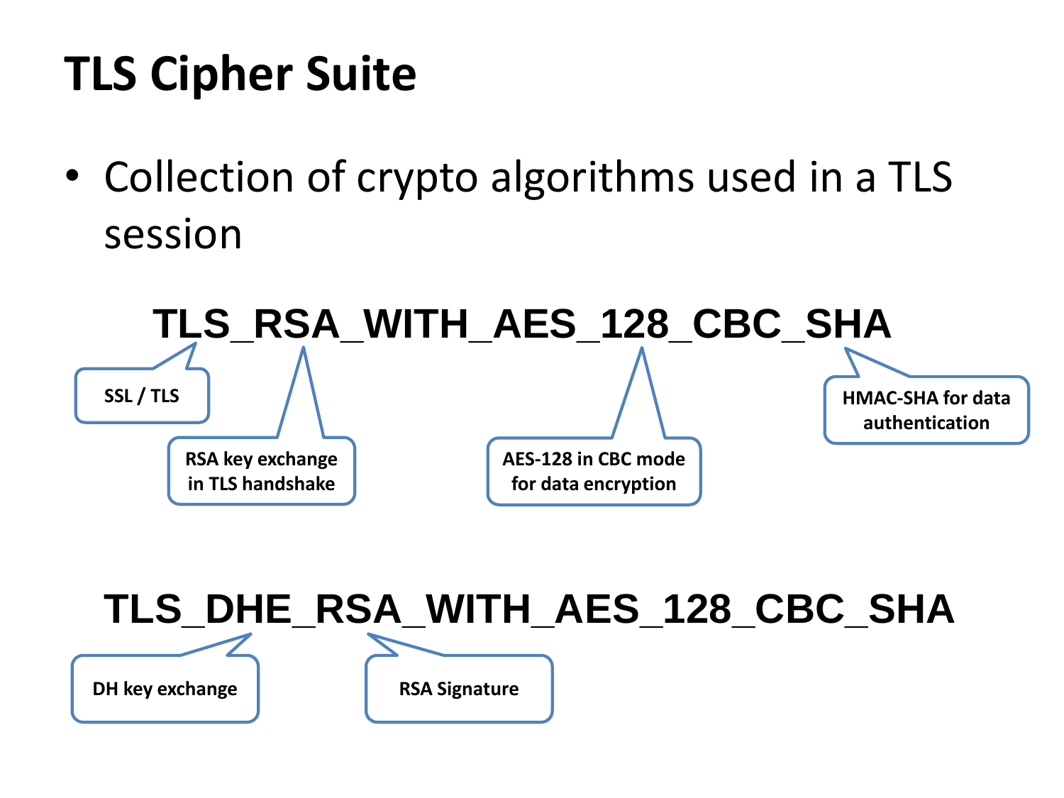# TLS Cipher Suite

- Collection of crypto algorithms used in a TLS session

**TLS_RSA_WITH_AES_128_CBC_SHA**

- TLS: SSL / TLS
- RSA: RSA key exchange in TLS handshake
- AES_128_CBC: AES-128 in CBC mode for data encryption
- SHA: HMAC-SHA for data authentication

**TLS_DHE_RSA_WITH_AES_128_CBC_SHA**

- DHE: DH key exchange
- RSA: RSA Signature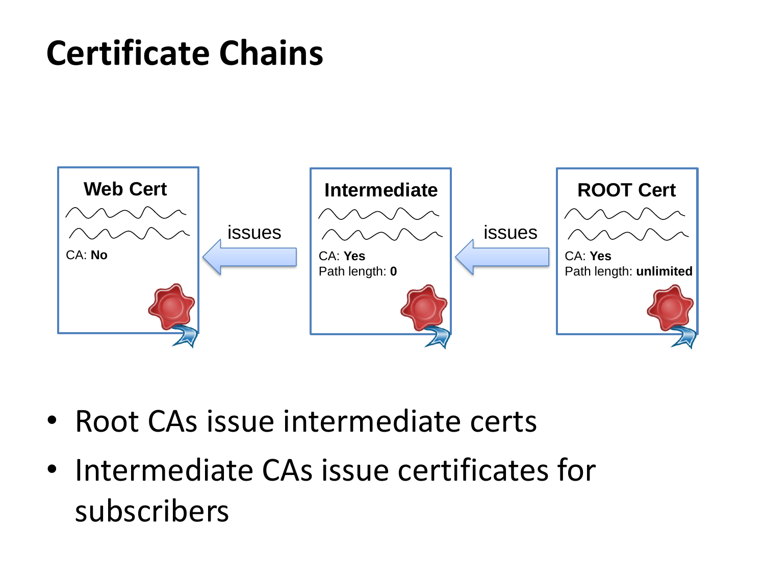# Certificate Chains

Web Cert

CA: **No**

issues

Intermediate

CA: **Yes**
Path length: **0**

issues

ROOT Cert

CA: **Yes**
Path length: **unlimited**

- Root CAs issue intermediate certs
- Intermediate CAs issue certificates for subscribers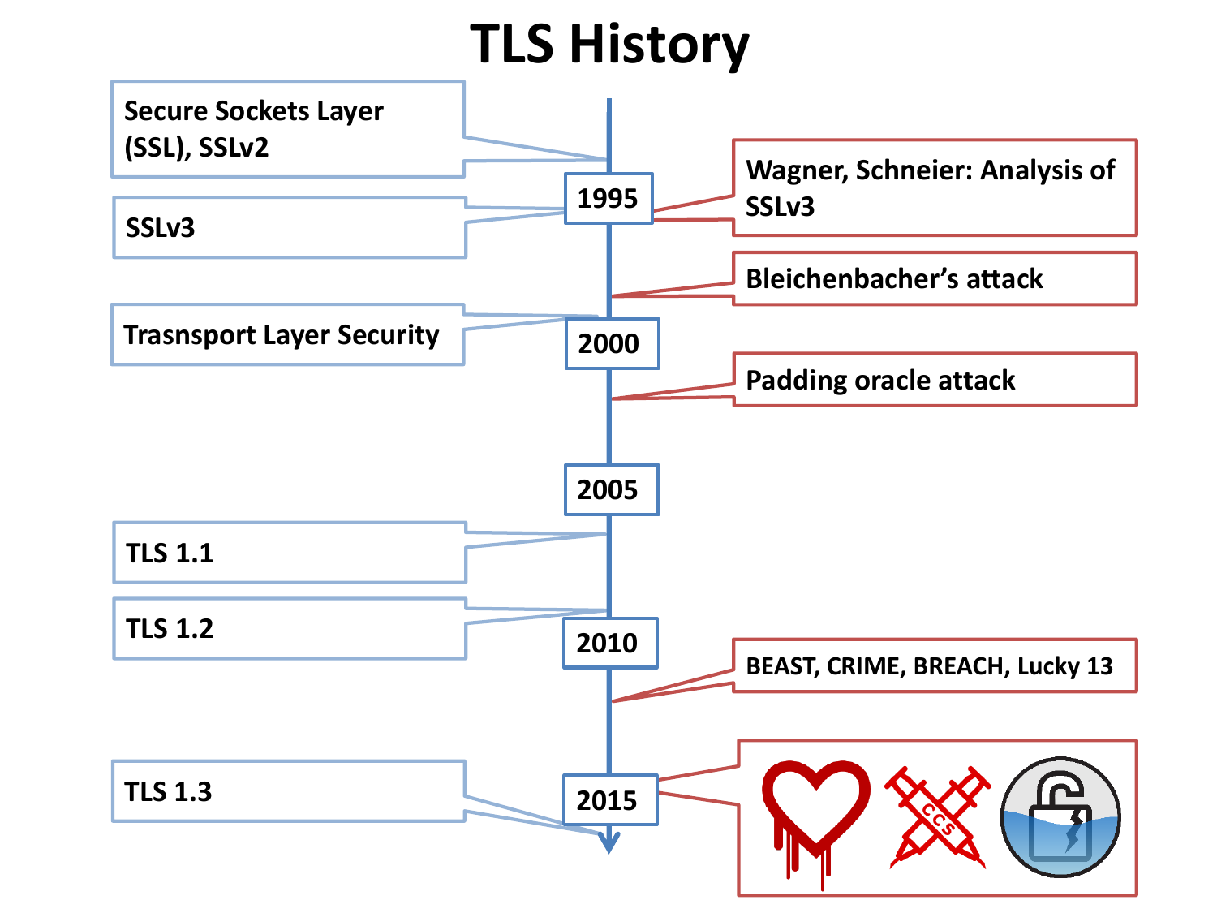# TLS History

- Secure Sockets Layer (SSL), SSLv2
- 1995
- SSLv3
- Wagner, Schneier: Analysis of SSLv3
- Bleichenbacher's attack
- Trasnsport Layer Security
- 2000
- Padding oracle attack
- 2005
- TLS 1.1
- TLS 1.2
- 2010
- BEAST, CRIME, BREACH, Lucky 13
- TLS 1.3
- 2015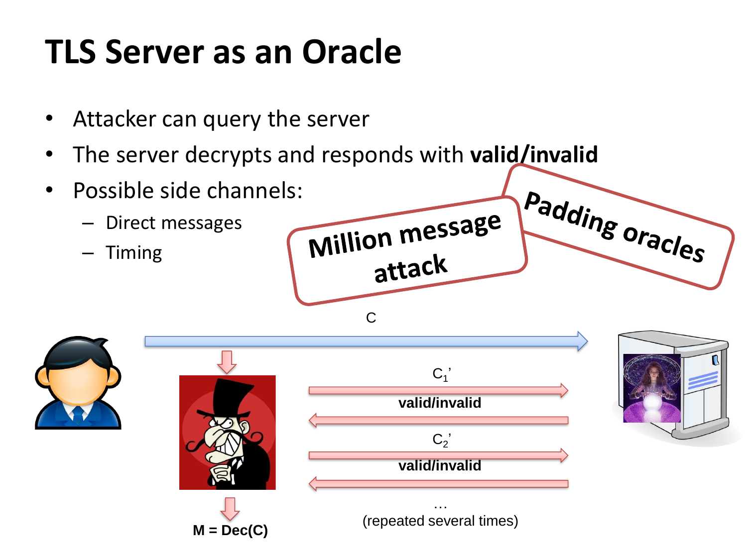# TLS Server as an Oracle

- Attacker can query the server
- The server decrypts and responds with **valid/invalid**
- Possible side channels:
  - Direct messages
  - Timing

**Million message attack**

**Padding oracles**

C

$C_1'$

**valid/invalid**

$C_2'$

**valid/invalid**

…

(repeated several times)

**M = Dec(C)**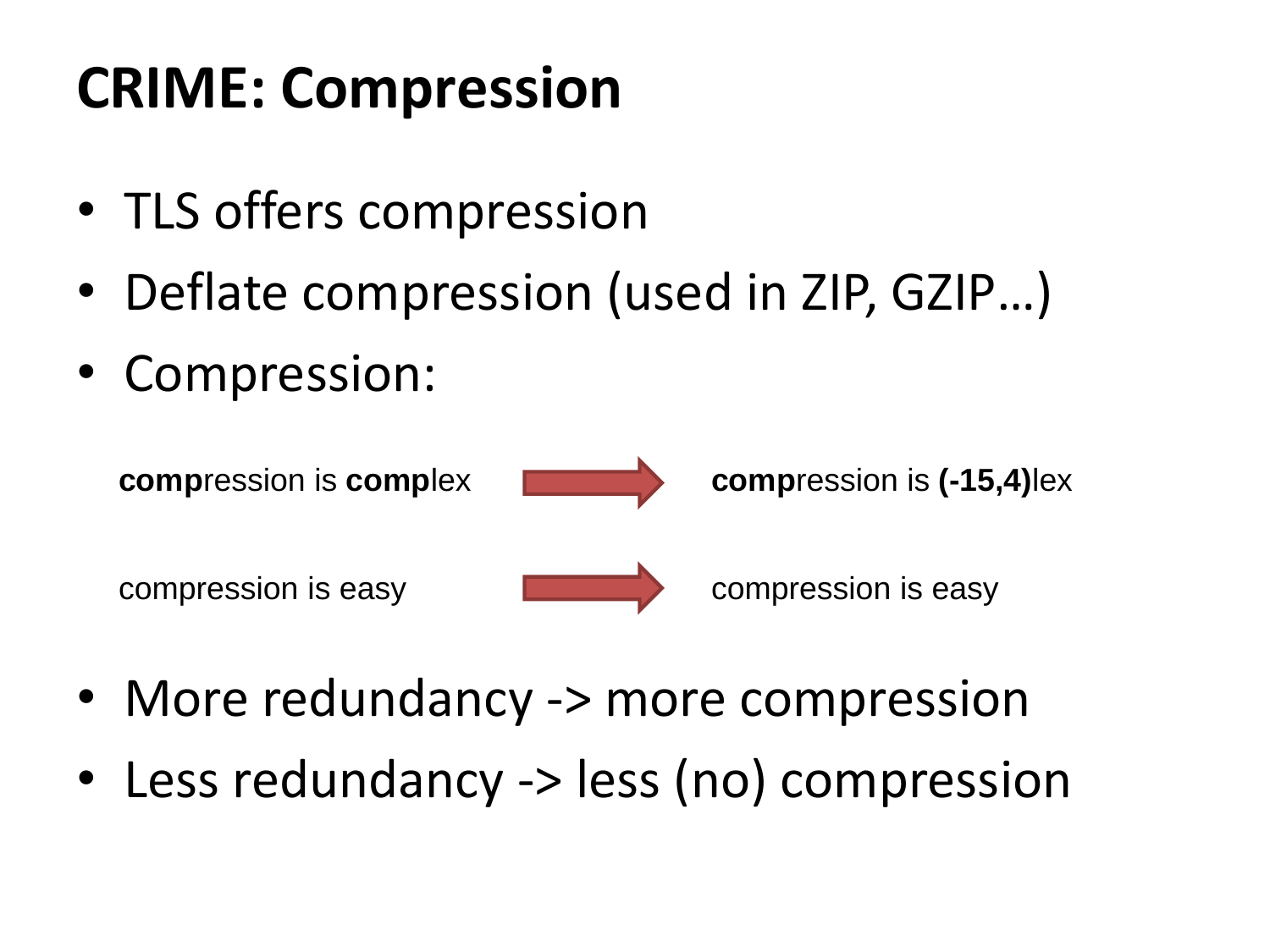# CRIME: Compression

- TLS offers compression
- Deflate compression (used in ZIP, GZIP…)
- Compression:

**comp**ression is **comp**lex → **comp**ression is **(-15,4)**lex

compression is easy → compression is easy

- More redundancy -> more compression
- Less redundancy -> less (no) compression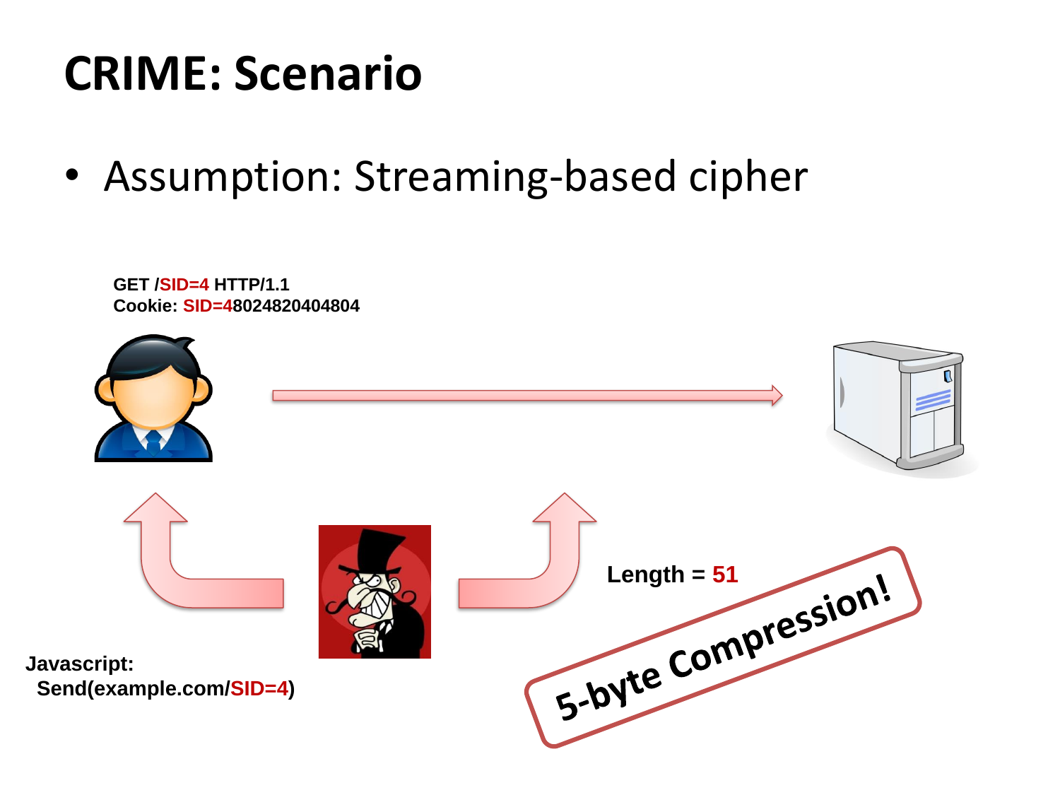# CRIME: Scenario

- Assumption: Streaming-based cipher

GET /SID=4 HTTP/1.1
Cookie: SID=48024820404804

Javascript:
Send(example.com/SID=4)

Length = 51

5-byte Compression!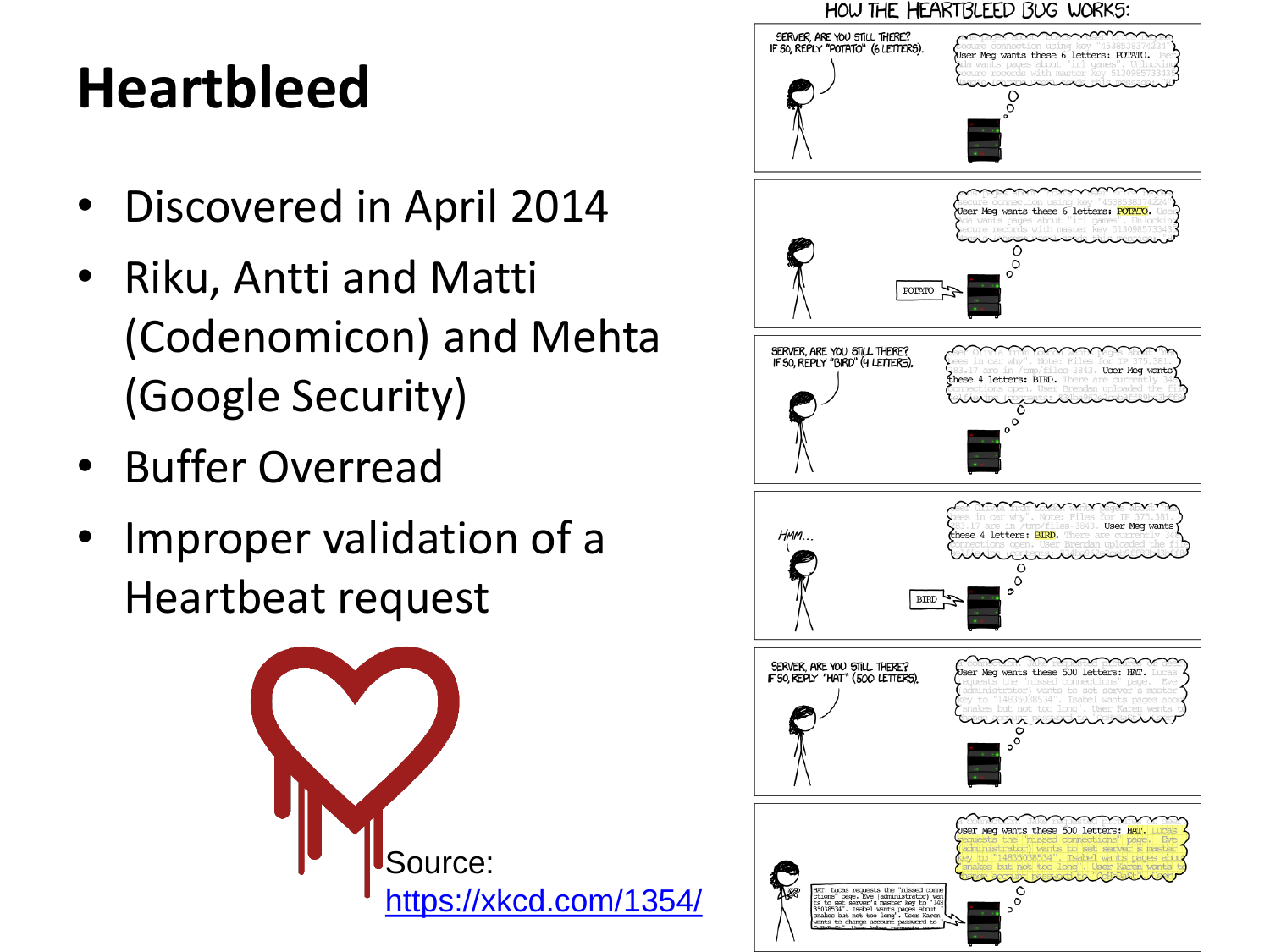# Heartbleed

- Discovered in April 2014
- Riku, Antti and Matti (Codenomicon) and Mehta (Google Security)
- Buffer Overread
- Improper validation of a Heartbeat request

Source: https://xkcd.com/1354/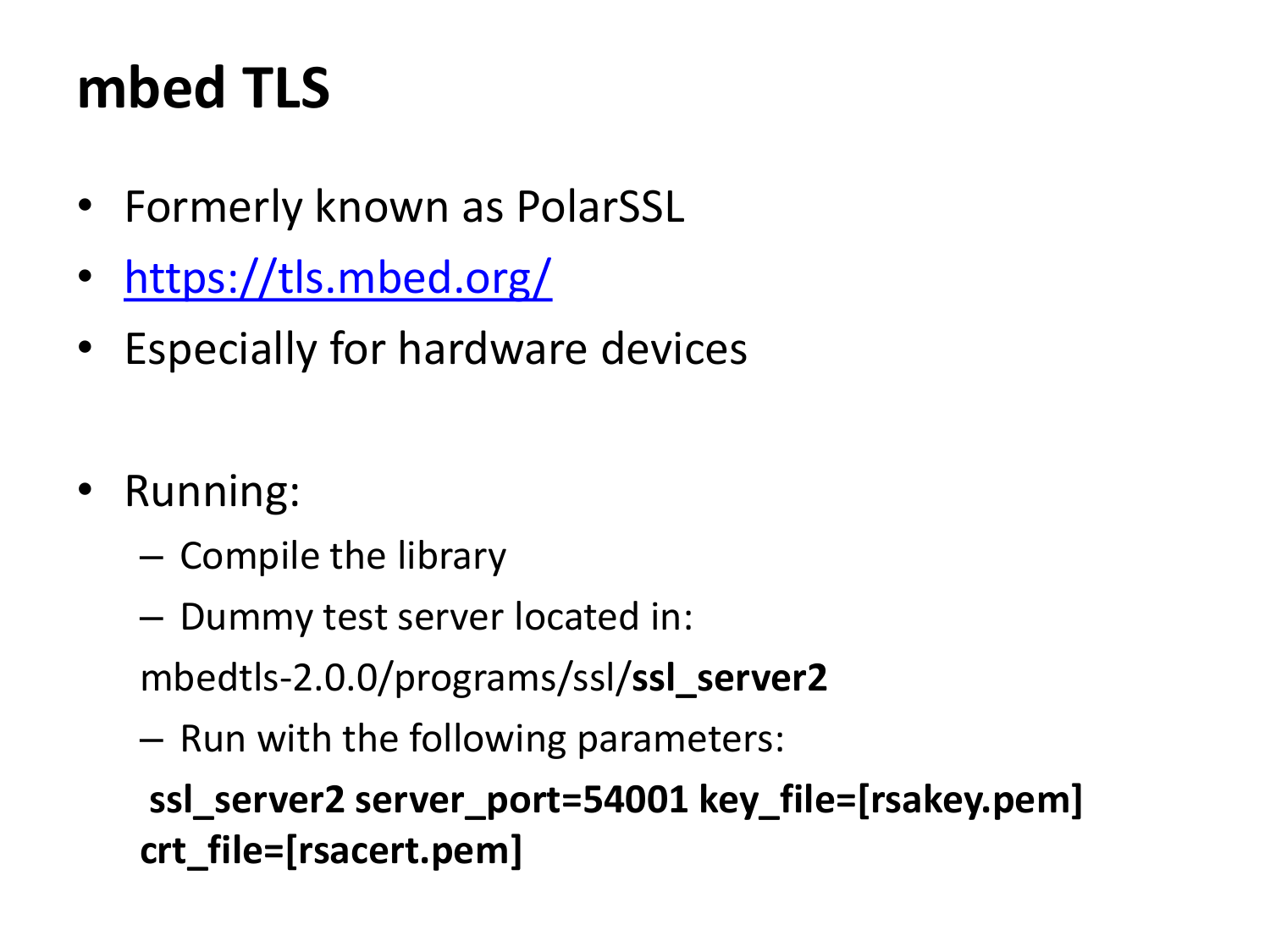# mbed TLS

- Formerly known as PolarSSL
- https://tls.mbed.org/
- Especially for hardware devices

- Running:
  - Compile the library
  - Dummy test server located in:

    mbedtls-2.0.0/programs/ssl/**ssl_server2**
  - Run with the following parameters:

    **ssl_server2 server_port=54001 key_file=[rsakey.pem] crt_file=[rsacert.pem]**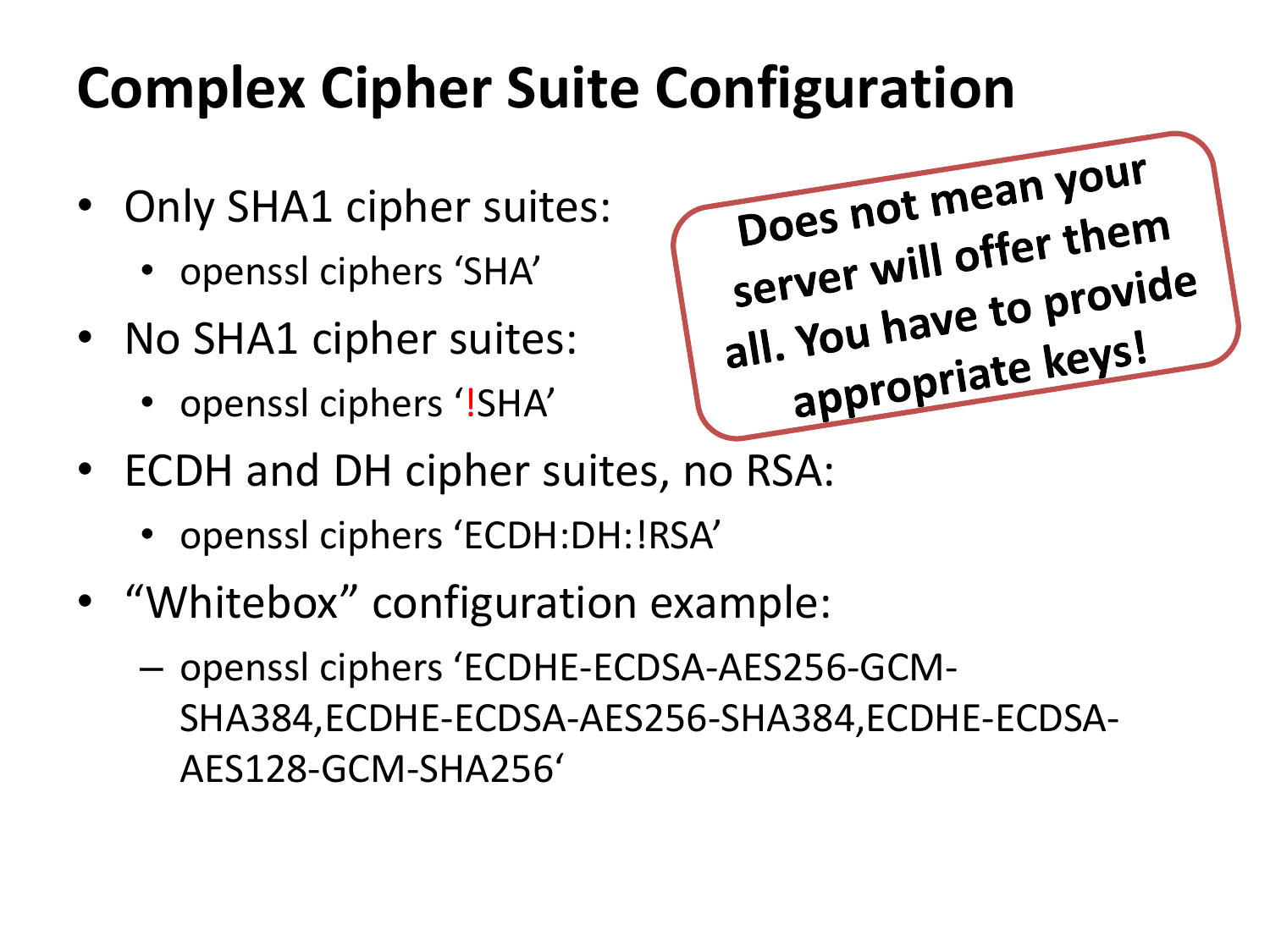# Complex Cipher Suite Configuration

- Only SHA1 cipher suites:
  - openssl ciphers ‘SHA’
- No SHA1 cipher suites:
  - openssl ciphers ‘!SHA’
- ECDH and DH cipher suites, no RSA:
  - openssl ciphers ‘ECDH:DH:!RSA’
- “Whitebox” configuration example:
  - openssl ciphers ‘ECDHE-ECDSA-AES256-GCM-SHA384,ECDHE-ECDSA-AES256-SHA384,ECDHE-ECDSA-AES128-GCM-SHA256‘

**Does not mean your server will offer them all. You have to provide appropriate keys!**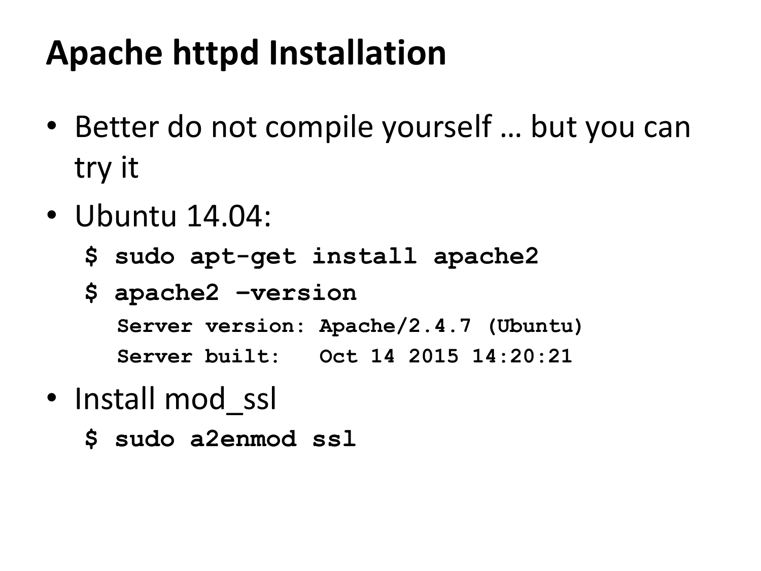# Apache httpd Installation

- Better do not compile yourself … but you can try it
- Ubuntu 14.04:

```
$ sudo apt-get install apache2
$ apache2 –version
  Server version: Apache/2.4.7 (Ubuntu)
  Server built:   Oct 14 2015 14:20:21
```

- Install mod_ssl

```
$ sudo a2enmod ssl
```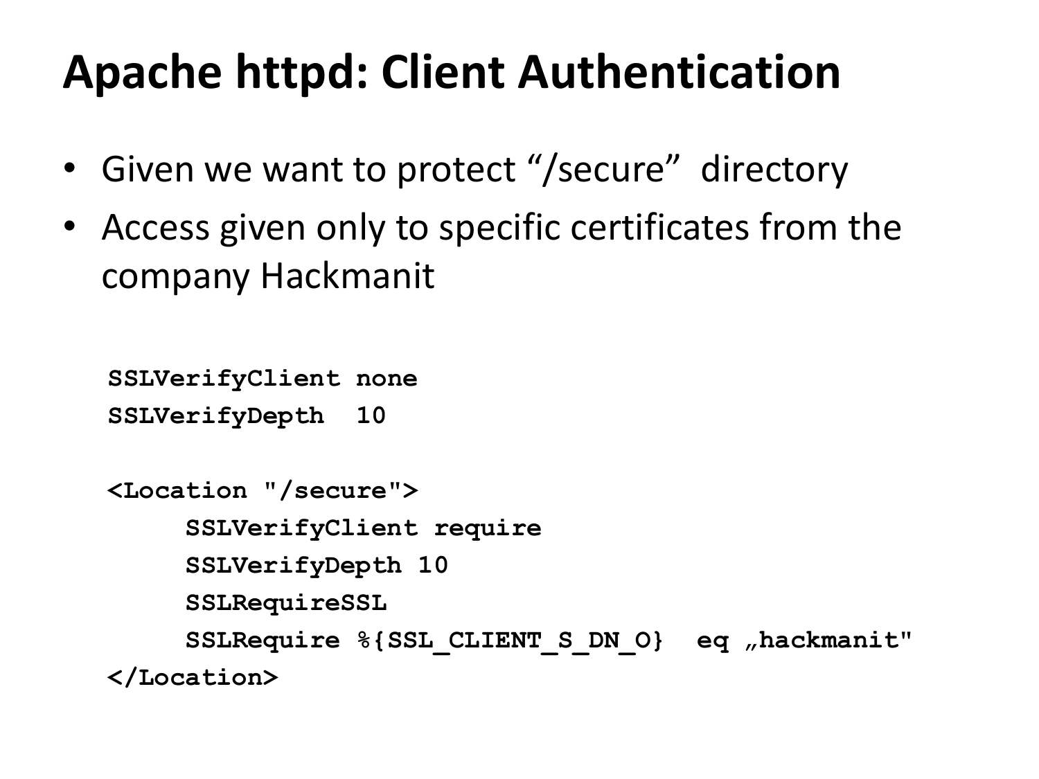# Apache httpd: Client Authentication

- Given we want to protect “/secure” directory
- Access given only to specific certificates from the company Hackmanit

```
SSLVerifyClient none
SSLVerifyDepth  10

<Location "/secure">
     SSLVerifyClient require
     SSLVerifyDepth 10
     SSLRequireSSL
     SSLRequire %{SSL_CLIENT_S_DN_O}  eq „hackmanit"
</Location>
```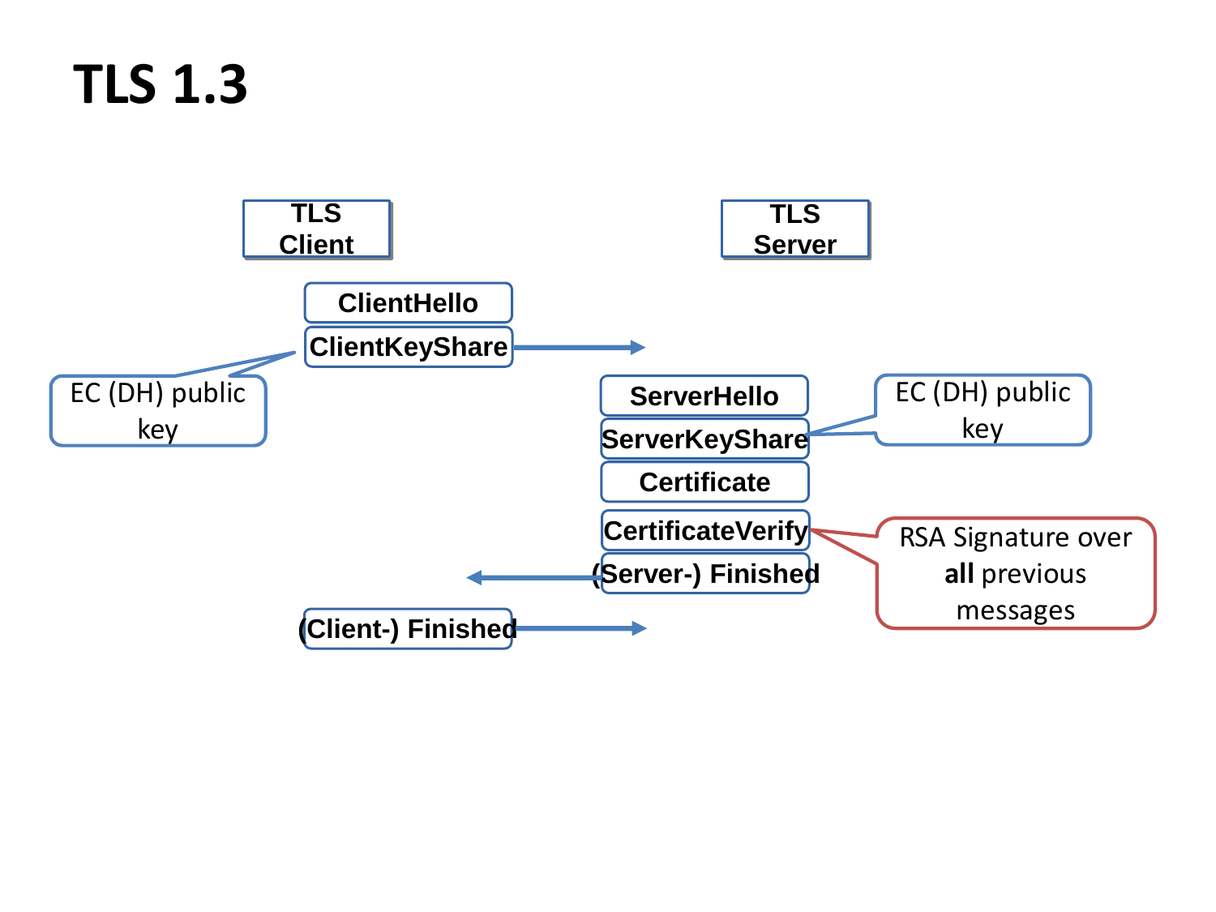# TLS 1.3

TLS Client

TLS Server

ClientHello

ClientKeyShare

EC (DH) public key

ServerHello

ServerKeyShare

EC (DH) public key

Certificate

CertificateVerify

RSA Signature over **all** previous messages

(Server-) Finished

(Client-) Finished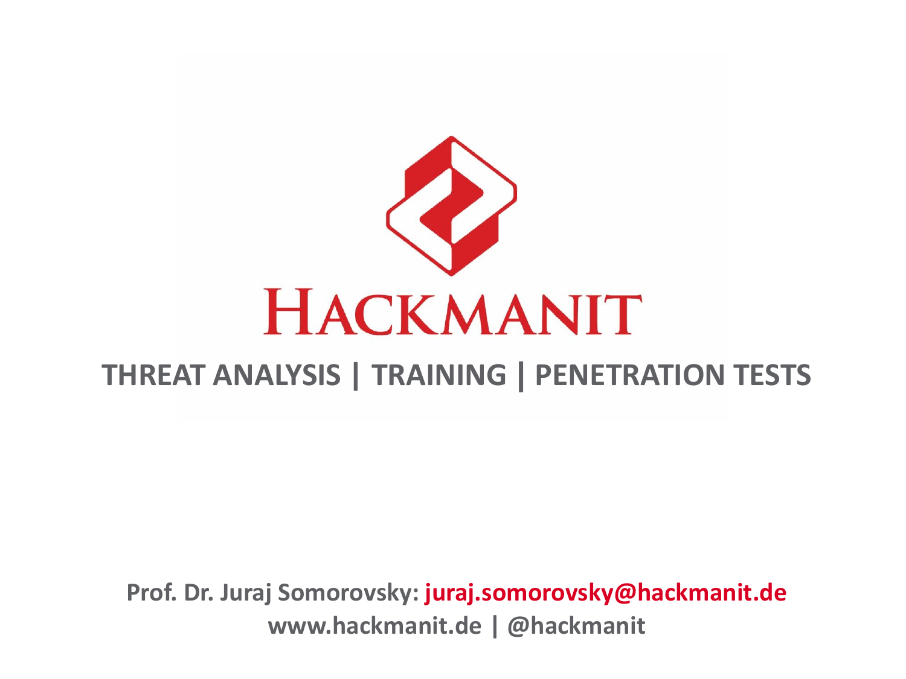# HACKMANIT

**THREAT ANALYSIS | TRAINING | PENETRATION TESTS**

**Prof. Dr. Juraj Somorovsky: juraj.somorovsky@hackmanit.de**
**www.hackmanit.de | @hackmanit**